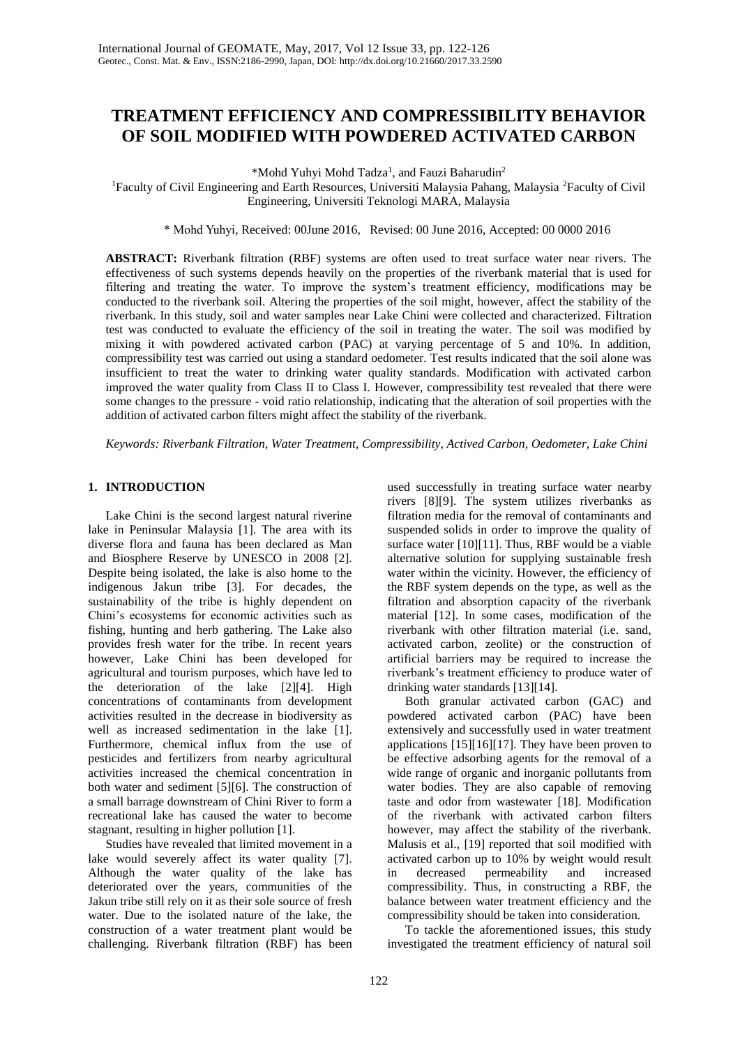# TREATMENT EFFICIENCY AND COMPRESSIBILITY BEHAVIOR OF SOIL MODIFIED WITH POWDERED ACTIVATED CARBON

*Mohd Yuhyi Mohd Tadza[1], and Fauzi Baharudin[2]

[1]Faculty of Civil Engineering and Earth Resources, Universiti Malaysia Pahang, Malaysia [2]Faculty of Civil Engineering, Universiti Teknologi MARA, Malaysia

\* Mohd Yuhyi, Received: 00June 2016, Revised: 00 June 2016, Accepted: 00 0000 2016

**ABSTRACT:** Riverbank filtration (RBF) systems are often used to treat surface water near rivers. The effectiveness of such systems depends heavily on the properties of the riverbank material that is used for filtering and treating the water. To improve the system's treatment efficiency, modifications may be conducted to the riverbank soil. Altering the properties of the soil might, however, affect the stability of the riverbank. In this study, soil and water samples near Lake Chini were collected and characterized. Filtration test was conducted to evaluate the efficiency of the soil in treating the water. The soil was modified by mixing it with powdered activated carbon (PAC) at varying percentage of 5 and 10%. In addition, compressibility test was carried out using a standard oedometer. Test results indicated that the soil alone was insufficient to treat the water to drinking water quality standards. Modification with activated carbon improved the water quality from Class II to Class I. However, compressibility test revealed that there were some changes to the pressure - void ratio relationship, indicating that the alteration of soil properties with the addition of activated carbon filters might affect the stability of the riverbank.

*Keywords: Riverbank Filtration, Water Treatment, Compressibility, Actived Carbon, Oedometer, Lake Chini*

## 1. INTRODUCTION

Lake Chini is the second largest natural riverine lake in Peninsular Malaysia [1]. The area with its diverse flora and fauna has been declared as Man and Biosphere Reserve by UNESCO in 2008 [2]. Despite being isolated, the lake is also home to the indigenous Jakun tribe [3]. For decades, the sustainability of the tribe is highly dependent on Chini's ecosystems for economic activities such as fishing, hunting and herb gathering. The Lake also provides fresh water for the tribe. In recent years however, Lake Chini has been developed for agricultural and tourism purposes, which have led to the deterioration of the lake [2][4]. High concentrations of contaminants from development activities resulted in the decrease in biodiversity as well as increased sedimentation in the lake [1]. Furthermore, chemical influx from the use of pesticides and fertilizers from nearby agricultural activities increased the chemical concentration in both water and sediment [5][6]. The construction of a small barrage downstream of Chini River to form a recreational lake has caused the water to become stagnant, resulting in higher pollution [1].

Studies have revealed that limited movement in a lake would severely affect its water quality [7]. Although the water quality of the lake has deteriorated over the years, communities of the Jakun tribe still rely on it as their sole source of fresh water. Due to the isolated nature of the lake, the construction of a water treatment plant would be challenging. Riverbank filtration (RBF) has been used successfully in treating surface water nearby rivers [8][9]. The system utilizes riverbanks as filtration media for the removal of contaminants and suspended solids in order to improve the quality of surface water [10][11]. Thus, RBF would be a viable alternative solution for supplying sustainable fresh water within the vicinity. However, the efficiency of the RBF system depends on the type, as well as the filtration and absorption capacity of the riverbank material [12]. In some cases, modification of the riverbank with other filtration material (i.e. sand, activated carbon, zeolite) or the construction of artificial barriers may be required to increase the riverbank's treatment efficiency to produce water of drinking water standards [13][14].

Both granular activated carbon (GAC) and powdered activated carbon (PAC) have been extensively and successfully used in water treatment applications [15][16][17]. They have been proven to be effective adsorbing agents for the removal of a wide range of organic and inorganic pollutants from water bodies. They are also capable of removing taste and odor from wastewater [18]. Modification of the riverbank with activated carbon filters however, may affect the stability of the riverbank. Malusis et al., [19] reported that soil modified with activated carbon up to 10% by weight would result in decreased permeability and increased compressibility. Thus, in constructing a RBF, the balance between water treatment efficiency and the compressibility should be taken into consideration.

To tackle the aforementioned issues, this study investigated the treatment efficiency of natural soil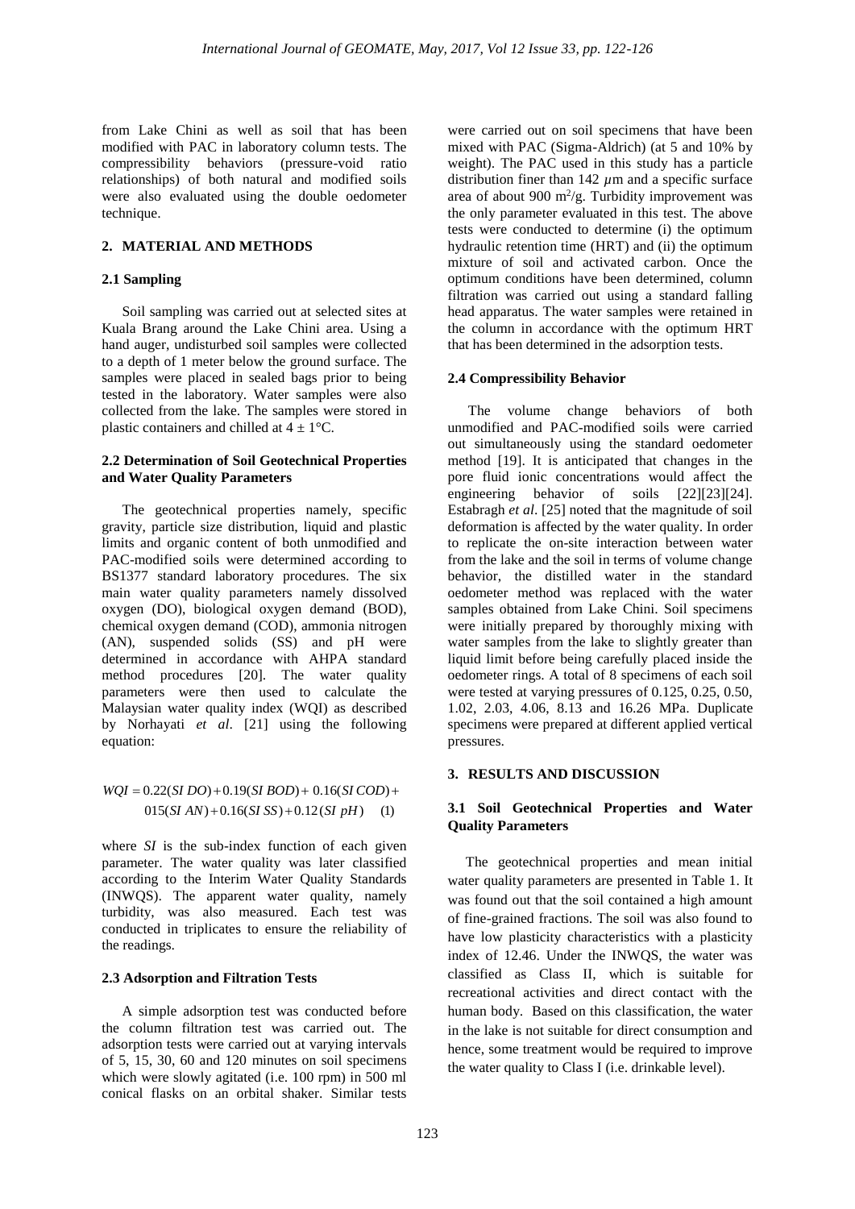from Lake Chini as well as soil that has been modified with PAC in laboratory column tests. The compressibility behaviors (pressure-void ratio relationships) of both natural and modified soils were also evaluated using the double oedometer technique.

## 2. MATERIAL AND METHODS

### 2.1 Sampling

Soil sampling was carried out at selected sites at Kuala Brang around the Lake Chini area. Using a hand auger, undisturbed soil samples were collected to a depth of 1 meter below the ground surface. The samples were placed in sealed bags prior to being tested in the laboratory. Water samples were also collected from the lake. The samples were stored in plastic containers and chilled at $4 \pm 1$°C.

### 2.2 Determination of Soil Geotechnical Properties and Water Quality Parameters

The geotechnical properties namely, specific gravity, particle size distribution, liquid and plastic limits and organic content of both unmodified and PAC-modified soils were determined according to BS1377 standard laboratory procedures. The six main water quality parameters namely dissolved oxygen (DO), biological oxygen demand (BOD), chemical oxygen demand (COD), ammonia nitrogen (AN), suspended solids (SS) and pH were determined in accordance with AHPA standard method procedures [20]. The water quality parameters were then used to calculate the Malaysian water quality index (WQI) as described by Norhayati *et al*. [21] using the following equation:

$$WQI = 0.22(SI\ DO) + 0.19(SI\ BOD) + 0.16(SI\ COD) + 015(SI\ AN) + 0.16(SI\ SS) + 0.12(SI\ pH) \quad (1)$$

where *SI* is the sub-index function of each given parameter. The water quality was later classified according to the Interim Water Quality Standards (INWQS). The apparent water quality, namely turbidity, was also measured. Each test was conducted in triplicates to ensure the reliability of the readings.

### 2.3 Adsorption and Filtration Tests

A simple adsorption test was conducted before the column filtration test was carried out. The adsorption tests were carried out at varying intervals of 5, 15, 30, 60 and 120 minutes on soil specimens which were slowly agitated (i.e. 100 rpm) in 500 ml conical flasks on an orbital shaker. Similar tests were carried out on soil specimens that have been mixed with PAC (Sigma-Aldrich) (at 5 and 10% by weight). The PAC used in this study has a particle distribution finer than 142 $\mu$m and a specific surface area of about 900 $m^2/g$. Turbidity improvement was the only parameter evaluated in this test. The above tests were conducted to determine (i) the optimum hydraulic retention time (HRT) and (ii) the optimum mixture of soil and activated carbon. Once the optimum conditions have been determined, column filtration was carried out using a standard falling head apparatus. The water samples were retained in the column in accordance with the optimum HRT that has been determined in the adsorption tests.

### 2.4 Compressibility Behavior

The volume change behaviors of both unmodified and PAC-modified soils were carried out simultaneously using the standard oedometer method [19]. It is anticipated that changes in the pore fluid ionic concentrations would affect the engineering behavior of soils [22][23][24]. Estabragh *et al*. [25] noted that the magnitude of soil deformation is affected by the water quality. In order to replicate the on-site interaction between water from the lake and the soil in terms of volume change behavior, the distilled water in the standard oedometer method was replaced with the water samples obtained from Lake Chini. Soil specimens were initially prepared by thoroughly mixing with water samples from the lake to slightly greater than liquid limit before being carefully placed inside the oedometer rings. A total of 8 specimens of each soil were tested at varying pressures of 0.125, 0.25, 0.50, 1.02, 2.03, 4.06, 8.13 and 16.26 MPa. Duplicate specimens were prepared at different applied vertical pressures.

## 3. RESULTS AND DISCUSSION

### 3.1 Soil Geotechnical Properties and Water Quality Parameters

The geotechnical properties and mean initial water quality parameters are presented in Table 1. It was found out that the soil contained a high amount of fine-grained fractions. The soil was also found to have low plasticity characteristics with a plasticity index of 12.46. Under the INWQS, the water was classified as Class II, which is suitable for recreational activities and direct contact with the human body. Based on this classification, the water in the lake is not suitable for direct consumption and hence, some treatment would be required to improve the water quality to Class I (i.e. drinkable level).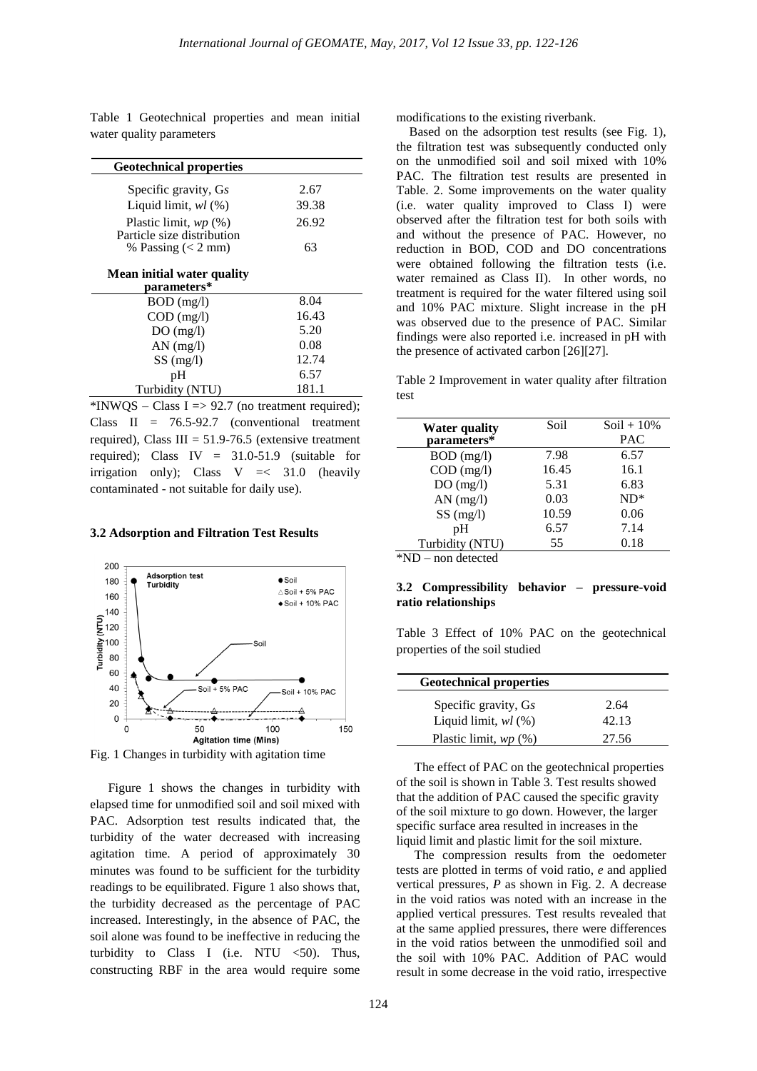Table 1 Geotechnical properties and mean initial water quality parameters

| **Geotechnical properties** | |
|---|---|
| Specific gravity, G*s* | 2.67 |
| Liquid limit, *wl* (%) | 39.38 |
| Plastic limit, *wp* (%) | 26.92 |
| Particle size distribution % Passing (< 2 mm) | 63 |
| **Mean initial water quality parameters*** | |
| BOD (mg/l) | 8.04 |
| COD (mg/l) | 16.43 |
| DO (mg/l) | 5.20 |
| AN (mg/l) | 0.08 |
| SS (mg/l) | 12.74 |
| pH | 6.57 |
| Turbidity (NTU) | 181.1 |

*INWQS – Class I => 92.7 (no treatment required); Class II = 76.5-92.7 (conventional treatment required), Class III = 51.9-76.5 (extensive treatment required); Class IV = 31.0-51.9 (suitable for irrigation only); Class V =< 31.0 (heavily contaminated - not suitable for daily use).

### 3.2 Adsorption and Filtration Test Results

Fig. 1 Changes in turbidity with agitation time

Figure 1 shows the changes in turbidity with elapsed time for unmodified soil and soil mixed with PAC. Adsorption test results indicated that, the turbidity of the water decreased with increasing agitation time. A period of approximately 30 minutes was found to be sufficient for the turbidity readings to be equilibrated. Figure 1 also shows that, the turbidity decreased as the percentage of PAC increased. Interestingly, in the absence of PAC, the soil alone was found to be ineffective in reducing the turbidity to Class I (i.e. NTU <50). Thus, constructing RBF in the area would require some modifications to the existing riverbank.

Based on the adsorption test results (see Fig. 1), the filtration test was subsequently conducted only on the unmodified soil and soil mixed with 10% PAC. The filtration test results are presented in Table. 2. Some improvements on the water quality (i.e. water quality improved to Class I) were observed after the filtration test for both soils with and without the presence of PAC. However, no reduction in BOD, COD and DO concentrations were obtained following the filtration tests (i.e. water remained as Class II). In other words, no treatment is required for the water filtered using soil and 10% PAC mixture. Slight increase in the pH was observed due to the presence of PAC. Similar findings were also reported i.e. increased in pH with the presence of activated carbon [26][27].

Table 2 Improvement in water quality after filtration test

| **Water quality parameters*** | Soil | Soil + 10% PAC |
|---|---|---|
| BOD (mg/l) | 7.98 | 6.57 |
| COD (mg/l) | 16.45 | 16.1 |
| DO (mg/l) | 5.31 | 6.83 |
| AN (mg/l) | 0.03 | ND* |
| SS (mg/l) | 10.59 | 0.06 |
| pH | 6.57 | 7.14 |
| Turbidity (NTU) | 55 | 0.18 |

*ND – non detected

### 3.2 Compressibility behavior – pressure-void ratio relationships

Table 3 Effect of 10% PAC on the geotechnical properties of the soil studied

| **Geotechnical properties** | |
|---|---|
| Specific gravity, G*s* | 2.64 |
| Liquid limit, *wl* (%) | 42.13 |
| Plastic limit, *wp* (%) | 27.56 |

The effect of PAC on the geotechnical properties of the soil is shown in Table 3. Test results showed that the addition of PAC caused the specific gravity of the soil mixture to go down. However, the larger specific surface area resulted in increases in the liquid limit and plastic limit for the soil mixture.

The compression results from the oedometer tests are plotted in terms of void ratio, *e* and applied vertical pressures, *P* as shown in Fig. 2. A decrease in the void ratios was noted with an increase in the applied vertical pressures. Test results revealed that at the same applied pressures, there were differences in the void ratios between the unmodified soil and the soil with 10% PAC. Addition of PAC would result in some decrease in the void ratio, irrespective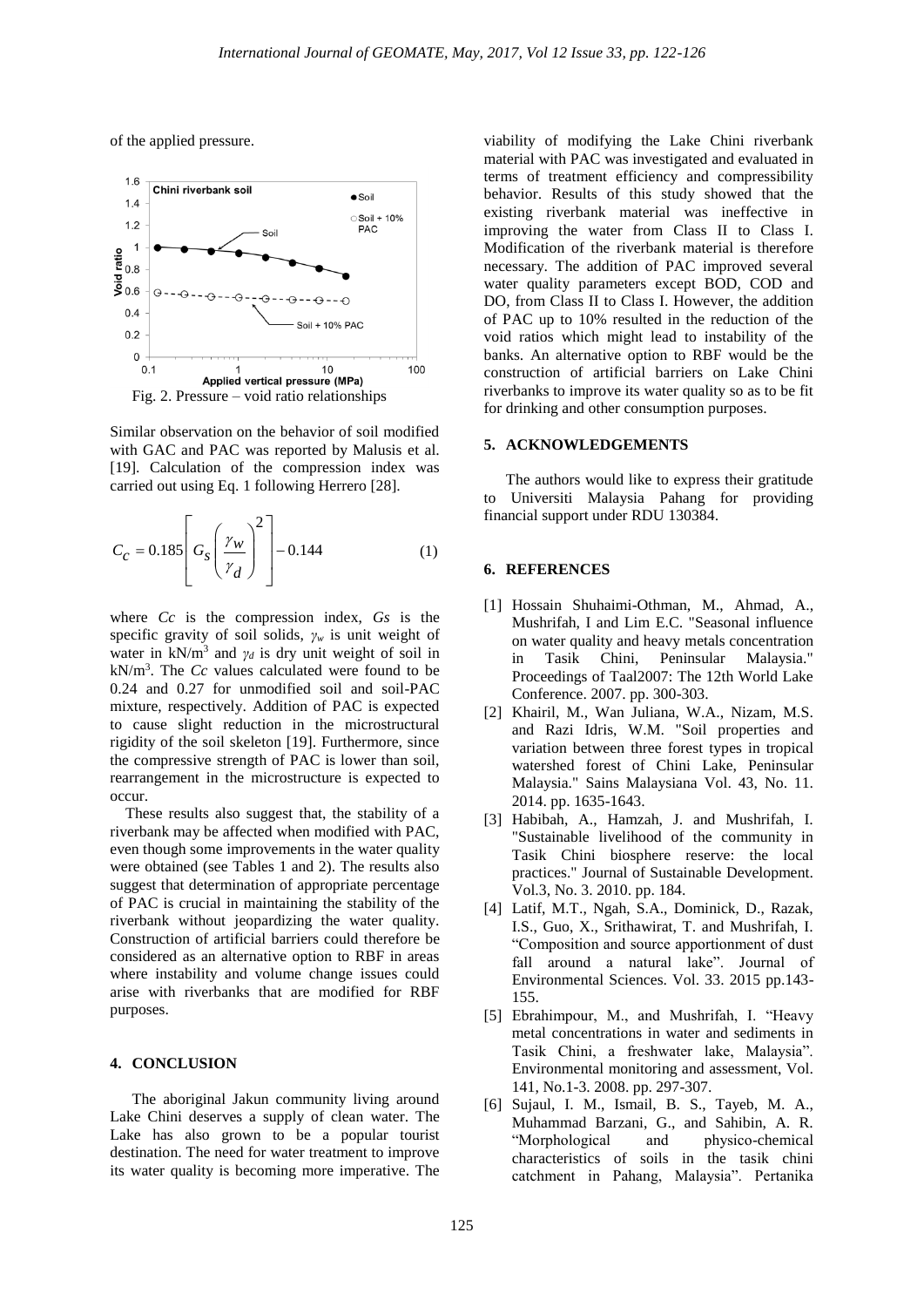of the applied pressure.

Fig. 2. Pressure – void ratio relationships

Similar observation on the behavior of soil modified with GAC and PAC was reported by Malusis et al. [19]. Calculation of the compression index was carried out using Eq. 1 following Herrero [28].

$$C_C = 0.185\left[G_S\left(\frac{\gamma_w}{\gamma_d}\right)^2\right] - 0.144 \qquad (1)$$

where $C_c$ is the compression index, $G_s$ is the specific gravity of soil solids, $\gamma_w$ is unit weight of water in kN/m$^3$ and $\gamma_d$ is dry unit weight of soil in kN/m$^3$. The $C_c$ values calculated were found to be 0.24 and 0.27 for unmodified soil and soil-PAC mixture, respectively. Addition of PAC is expected to cause slight reduction in the microstructural rigidity of the soil skeleton [19]. Furthermore, since the compressive strength of PAC is lower than soil, rearrangement in the microstructure is expected to occur.

These results also suggest that, the stability of a riverbank may be affected when modified with PAC, even though some improvements in the water quality were obtained (see Tables 1 and 2). The results also suggest that determination of appropriate percentage of PAC is crucial in maintaining the stability of the riverbank without jeopardizing the water quality. Construction of artificial barriers could therefore be considered as an alternative option to RBF in areas where instability and volume change issues could arise with riverbanks that are modified for RBF purposes.

## 4. CONCLUSION

The aboriginal Jakun community living around Lake Chini deserves a supply of clean water. The Lake has also grown to be a popular tourist destination. The need for water treatment to improve its water quality is becoming more imperative. The viability of modifying the Lake Chini riverbank material with PAC was investigated and evaluated in terms of treatment efficiency and compressibility behavior. Results of this study showed that the existing riverbank material was ineffective in improving the water from Class II to Class I. Modification of the riverbank material is therefore necessary. The addition of PAC improved several water quality parameters except BOD, COD and DO, from Class II to Class I. However, the addition of PAC up to 10% resulted in the reduction of the void ratios which might lead to instability of the banks. An alternative option to RBF would be the construction of artificial barriers on Lake Chini riverbanks to improve its water quality so as to be fit for drinking and other consumption purposes.

## 5. ACKNOWLEDGEMENTS

The authors would like to express their gratitude to Universiti Malaysia Pahang for providing financial support under RDU 130384.

## 6. REFERENCES

[1] Hossain Shuhaimi-Othman, M., Ahmad, A., Mushrifah, I and Lim E.C. "Seasonal influence on water quality and heavy metals concentration in Tasik Chini, Peninsular Malaysia." Proceedings of Taal2007: The 12th World Lake Conference. 2007. pp. 300-303.

[2] Khairil, M., Wan Juliana, W.A., Nizam, M.S. and Razi Idris, W.M. "Soil properties and variation between three forest types in tropical watershed forest of Chini Lake, Peninsular Malaysia." Sains Malaysiana Vol. 43, No. 11. 2014. pp. 1635-1643.

[3] Habibah, A., Hamzah, J. and Mushrifah, I. "Sustainable livelihood of the community in Tasik Chini biosphere reserve: the local practices." Journal of Sustainable Development. Vol.3, No. 3. 2010. pp. 184.

[4] Latif, M.T., Ngah, S.A., Dominick, D., Razak, I.S., Guo, X., Srithawirat, T. and Mushrifah, I. "Composition and source apportionment of dust fall around a natural lake". Journal of Environmental Sciences. Vol. 33. 2015 pp.143-155.

[5] Ebrahimpour, M., and Mushrifah, I. "Heavy metal concentrations in water and sediments in Tasik Chini, a freshwater lake, Malaysia". Environmental monitoring and assessment, Vol. 141, No.1-3. 2008. pp. 297-307.

[6] Sujaul, I. M., Ismail, B. S., Tayeb, M. A., Muhammad Barzani, G., and Sahibin, A. R. "Morphological and physico-chemical characteristics of soils in the tasik chini catchment in Pahang, Malaysia". Pertanika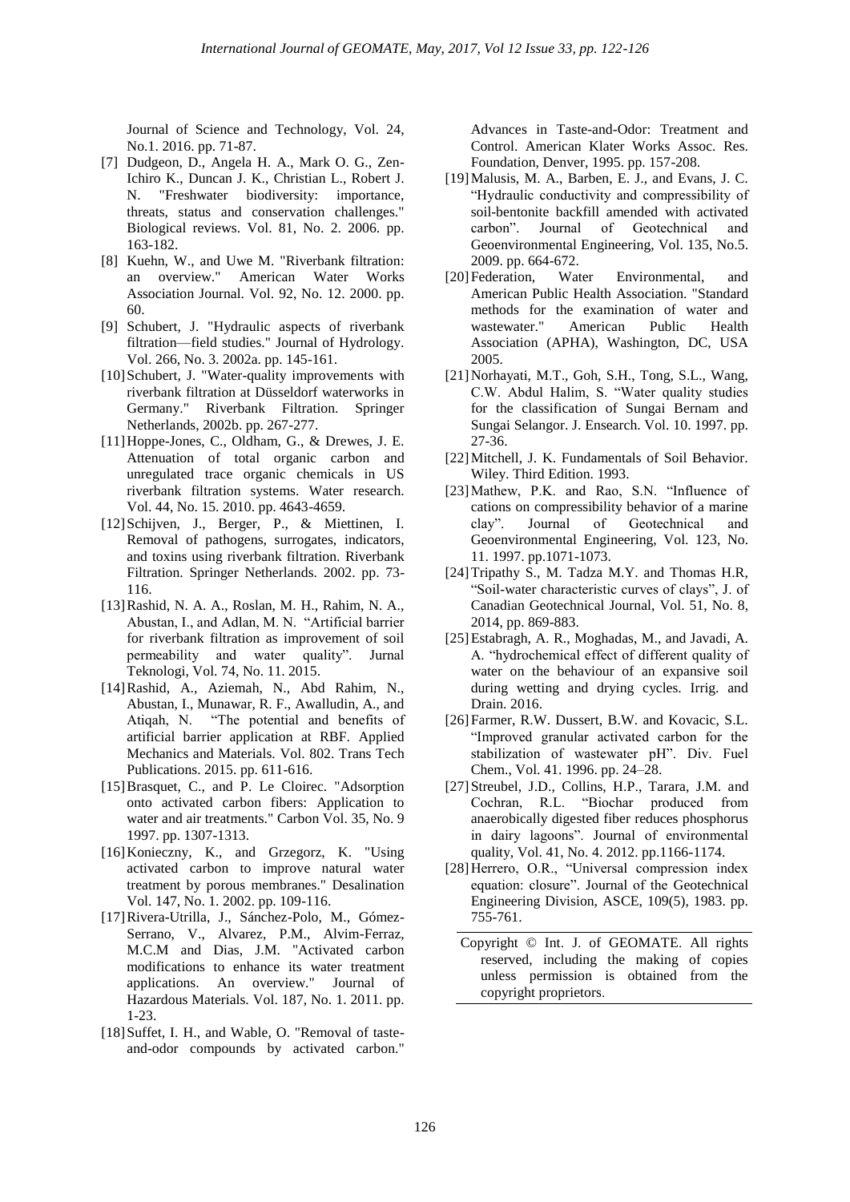Journal of Science and Technology, Vol. 24, No.1. 2016. pp. 71-87.

[7] Dudgeon, D., Angela H. A., Mark O. G., Zen-Ichiro K., Duncan J. K., Christian L., Robert J. N. "Freshwater biodiversity: importance, threats, status and conservation challenges." Biological reviews. Vol. 81, No. 2. 2006. pp. 163-182.

[8] Kuehn, W., and Uwe M. "Riverbank filtration: an overview." American Water Works Association Journal. Vol. 92, No. 12. 2000. pp. 60.

[9] Schubert, J. "Hydraulic aspects of riverbank filtration—field studies." Journal of Hydrology. Vol. 266, No. 3. 2002a. pp. 145-161.

[10] Schubert, J. "Water-quality improvements with riverbank filtration at Düsseldorf waterworks in Germany." Riverbank Filtration. Springer Netherlands, 2002b. pp. 267-277.

[11] Hoppe-Jones, C., Oldham, G., & Drewes, J. E. Attenuation of total organic carbon and unregulated trace organic chemicals in US riverbank filtration systems. Water research. Vol. 44, No. 15. 2010. pp. 4643-4659.

[12] Schijven, J., Berger, P., & Miettinen, I. Removal of pathogens, surrogates, indicators, and toxins using riverbank filtration. Riverbank Filtration. Springer Netherlands. 2002. pp. 73-116.

[13] Rashid, N. A. A., Roslan, M. H., Rahim, N. A., Abustan, I., and Adlan, M. N. "Artificial barrier for riverbank filtration as improvement of soil permeability and water quality". Jurnal Teknologi, Vol. 74, No. 11. 2015.

[14] Rashid, A., Aziemah, N., Abd Rahim, N., Abustan, I., Munawar, R. F., Awalludin, A., and Atiqah, N. "The potential and benefits of artificial barrier application at RBF. Applied Mechanics and Materials. Vol. 802. Trans Tech Publications. 2015. pp. 611-616.

[15] Brasquet, C., and P. Le Cloirec. "Adsorption onto activated carbon fibers: Application to water and air treatments." Carbon Vol. 35, No. 9 1997. pp. 1307-1313.

[16] Konieczny, K., and Grzegorz, K. "Using activated carbon to improve natural water treatment by porous membranes." Desalination Vol. 147, No. 1. 2002. pp. 109-116.

[17] Rivera-Utrilla, J., Sánchez-Polo, M., Gómez-Serrano, V., Alvarez, P.M., Alvim-Ferraz, M.C.M and Dias, J.M. "Activated carbon modifications to enhance its water treatment applications. An overview." Journal of Hazardous Materials. Vol. 187, No. 1. 2011. pp. 1-23.

[18] Suffet, I. H., and Wable, O. "Removal of taste-and-odor compounds by activated carbon." Advances in Taste-and-Odor: Treatment and Control. American Klater Works Assoc. Res. Foundation, Denver, 1995. pp. 157-208.

[19] Malusis, M. A., Barben, E. J., and Evans, J. C. "Hydraulic conductivity and compressibility of soil-bentonite backfill amended with activated carbon". Journal of Geotechnical and Geoenvironmental Engineering, Vol. 135, No.5. 2009. pp. 664-672.

[20] Federation, Water Environmental, and American Public Health Association. "Standard methods for the examination of water and wastewater." American Public Health Association (APHA), Washington, DC, USA 2005.

[21] Norhayati, M.T., Goh, S.H., Tong, S.L., Wang, C.W. Abdul Halim, S. "Water quality studies for the classification of Sungai Bernam and Sungai Selangor. J. Ensearch. Vol. 10. 1997. pp. 27-36.

[22] Mitchell, J. K. Fundamentals of Soil Behavior. Wiley. Third Edition. 1993.

[23] Mathew, P.K. and Rao, S.N. "Influence of cations on compressibility behavior of a marine clay". Journal of Geotechnical and Geoenvironmental Engineering, Vol. 123, No. 11. 1997. pp.1071-1073.

[24] Tripathy S., M. Tadza M.Y. and Thomas H.R, "Soil-water characteristic curves of clays", J. of Canadian Geotechnical Journal, Vol. 51, No. 8, 2014, pp. 869-883.

[25] Estabragh, A. R., Moghadas, M., and Javadi, A. A. "hydrochemical effect of different quality of water on the behaviour of an expansive soil during wetting and drying cycles. Irrig. and Drain. 2016.

[26] Farmer, R.W. Dussert, B.W. and Kovacic, S.L. "Improved granular activated carbon for the stabilization of wastewater pH". Div. Fuel Chem., Vol. 41. 1996. pp. 24–28.

[27] Streubel, J.D., Collins, H.P., Tarara, J.M. and Cochran, R.L. "Biochar produced from anaerobically digested fiber reduces phosphorus in dairy lagoons". Journal of environmental quality, Vol. 41, No. 4. 2012. pp.1166-1174.

[28] Herrero, O.R., "Universal compression index equation: closure". Journal of the Geotechnical Engineering Division, ASCE, 109(5), 1983. pp. 755-761.

---

Copyright © Int. J. of GEOMATE. All rights reserved, including the making of copies unless permission is obtained from the copyright proprietors.